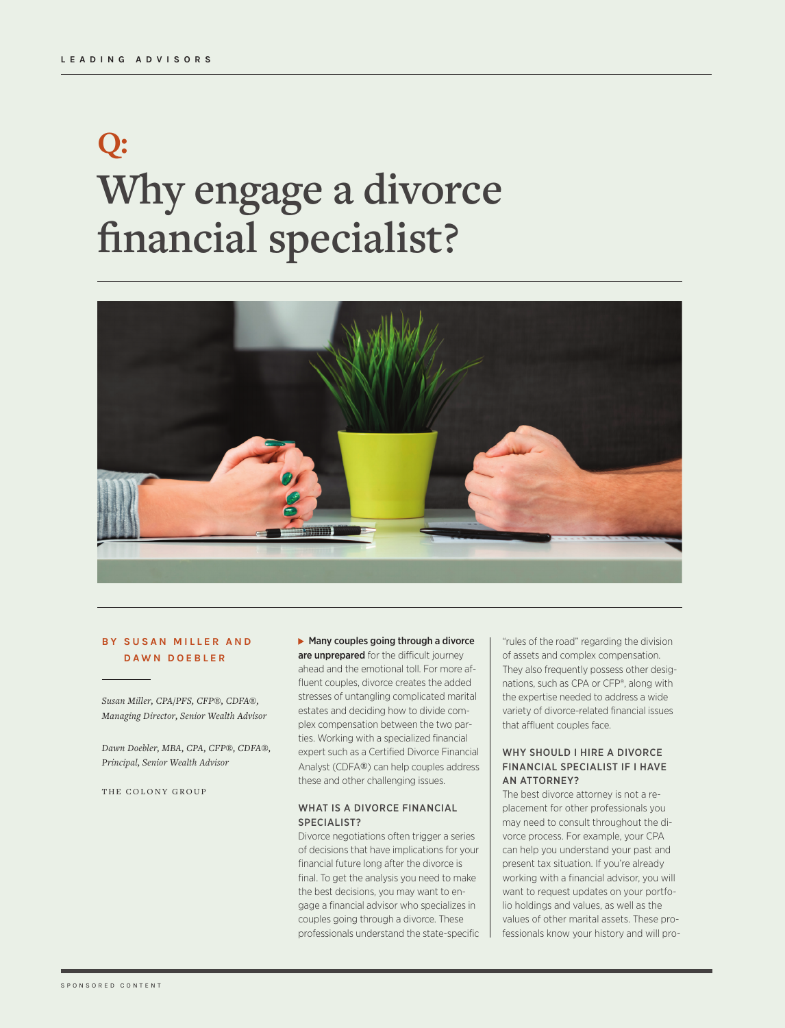# Q: Why engage a divorce financial specialist?

**BY SUSAN MILLER AND DAWN DOEBLER**

*Susan Miller, CPA/PFS, CFP®, CDFA®, Managing Director, Senior Wealth Advisor*

*Dawn Doebler, MBA, CPA, CFP®, CDFA®, Principal, Senior Wealth Advisor*

THE COLONY GROUP

▶ **Many couples going through a divorce are unprepared** for the difficult journey ahead and the emotional toll. For more affluent couples, divorce creates the added stresses of untangling complicated marital estates and deciding how to divide complex compensation between the two parties. Working with a specialized financial expert such as a Certified Divorce Financial Analyst (CDFA®) can help couples address these and other challenging issues.

## WHAT IS A DIVORCE FINANCIAL SPECIALIST?

Divorce negotiations often trigger a series of decisions that have implications for your financial future long after the divorce is final. To get the analysis you need to make the best decisions, you may want to engage a financial advisor who specializes in couples going through a divorce. These professionals understand the state-specific "rules of the road" regarding the division of assets and complex compensation. They also frequently possess other designations, such as CPA or CFP®, along with the expertise needed to address a wide variety of divorce-related financial issues that affluent couples face.

## WHY SHOULD I HIRE A DIVORCE FINANCIAL SPECIALIST IF I HAVE AN ATTORNEY?

The best divorce attorney is not a replacement for other professionals you may need to consult throughout the divorce process. For example, your CPA can help you understand your past and present tax situation. If you're already working with a financial advisor, you will want to request updates on your portfolio holdings and values, as well as the values of other marital assets. These professionals know your history and will pro-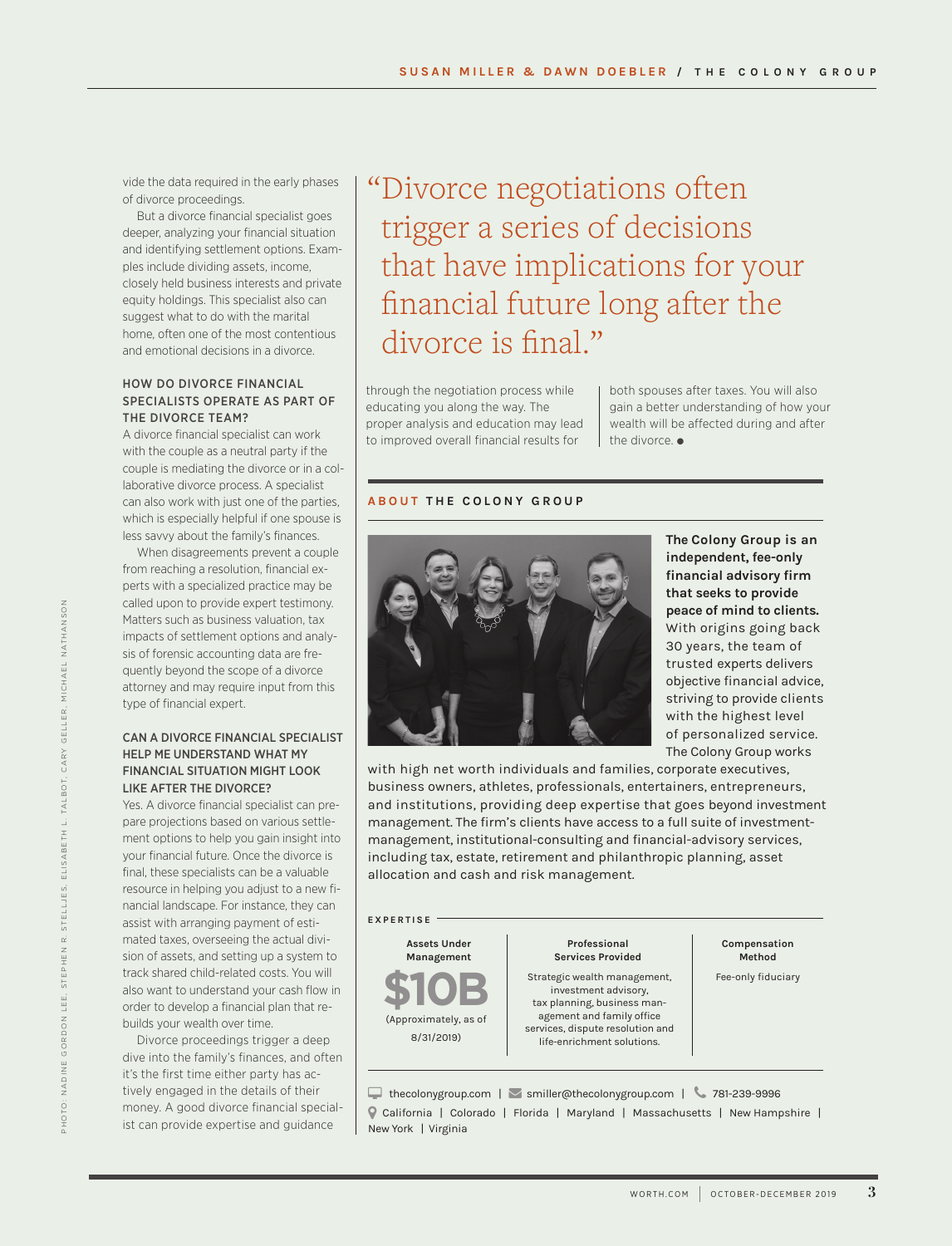vide the data required in the early phases of divorce proceedings.

But a divorce financial specialist goes deeper, analyzing your financial situation and identifying settlement options. Examples include dividing assets, income, closely held business interests and private equity holdings. This specialist also can suggest what to do with the marital home, often one of the most contentious and emotional decisions in a divorce.

### HOW DO DIVORCE FINANCIAL SPECIALISTS OPERATE AS PART OF THE DIVORCE TEAM?

A divorce financial specialist can work with the couple as a neutral party if the couple is mediating the divorce or in a collaborative divorce process. A specialist can also work with just one of the parties, which is especially helpful if one spouse is less savvy about the family's finances.

When disagreements prevent a couple from reaching a resolution, financial experts with a specialized practice may be called upon to provide expert testimony. Matters such as business valuation, tax impacts of settlement options and analysis of forensic accounting data are frequently beyond the scope of a divorce attorney and may require input from this type of financial expert.

### CAN A DIVORCE FINANCIAL SPECIALIST HELP ME UNDERSTAND WHAT MY FINANCIAL SITUATION MIGHT LOOK LIKE AFTER THE DIVORCE?

Yes. A divorce financial specialist can prepare projections based on various settlement options to help you gain insight into your financial future. Once the divorce is final, these specialists can be a valuable resource in helping you adjust to a new financial landscape. For instance, they can assist with arranging payment of estimated taxes, overseeing the actual division of assets, and setting up a system to track shared child-related costs. You will also want to understand your cash flow in order to develop a financial plan that rebuilds your wealth over time.

Divorce proceedings trigger a deep dive into the family's finances, and often it's the first time either party has actively engaged in the details of their money. A good divorce financial specialist can provide expertise and guidance through the negotiation process while educating you along the way. The proper analysis and education may lead to improved overall financial results for both spouses after taxes. You will also gain a better understanding of how your wealth will be affected during and after the divorce. ●

> "Divorce negotiations often trigger a series of decisions that have implications for your financial future long after the divorce is final."

## ABOUT THE COLONY GROUP

**The Colony Group is an independent, fee-only financial advisory firm that seeks to provide peace of mind to clients.** With origins going back 30 years, the team of trusted experts delivers objective financial advice, striving to provide clients with the highest level of personalized service. The Colony Group works with high net worth individuals and families, corporate executives, business owners, athletes, professionals, entertainers, entrepreneurs, and institutions, providing deep expertise that goes beyond investment management. The firm's clients have access to a full suite of investment-management, institutional-consulting and financial-advisory services, including tax, estate, retirement and philanthropic planning, asset allocation and cash and risk management.

### EXPERTISE

| Assets Under Management | Professional Services Provided | Compensation Method |
| --- | --- | --- |
| $10B (Approximately, as of 8/31/2019) | Strategic wealth management, investment advisory, tax planning, business management and family office services, dispute resolution and life-enrichment solutions. | Fee-only fiduciary |

thecolonygroup.com | smiller@thecolonygroup.com | 781-239-9996

California | Colorado | Florida | Maryland | Massachusetts | New Hampshire | New York | Virginia

PHOTO: NADINE GORDON LEE, STEPHEN R. STELLJES, ELISABETH L. TALBOT, CARY GELLER, MICHAEL NATHANSON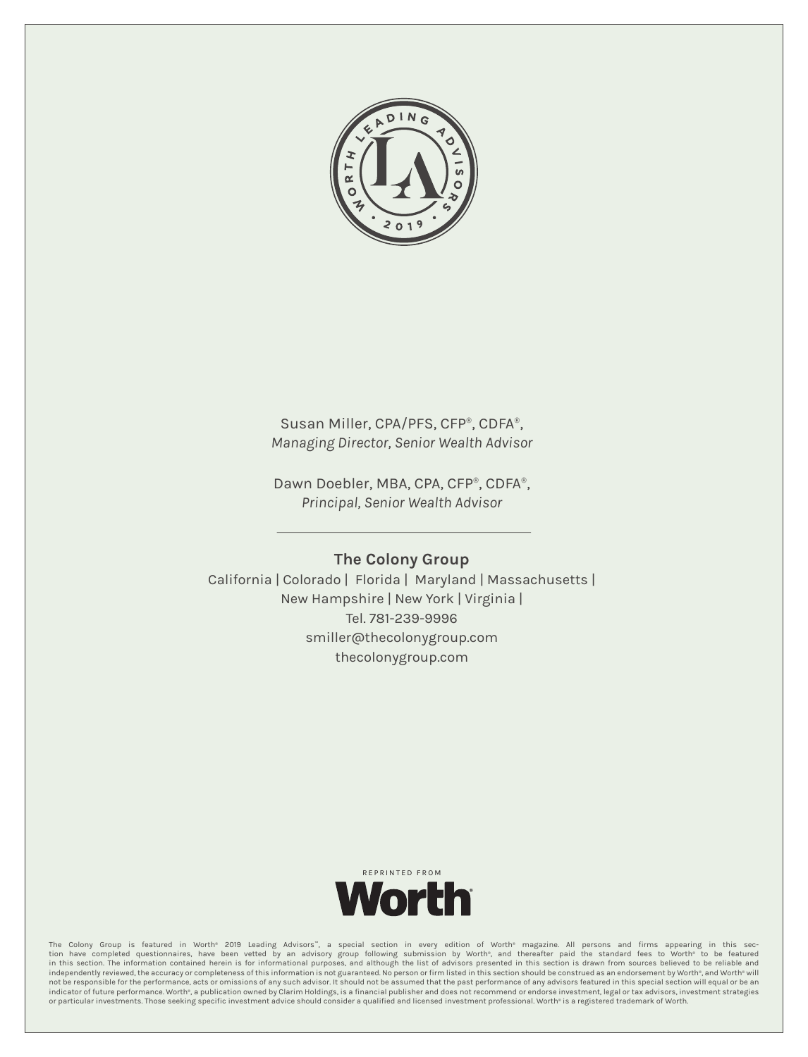Susan Miller, CPA/PFS, CFP®, CDFA®,
*Managing Director, Senior Wealth Advisor*

Dawn Doebler, MBA, CPA, CFP®, CDFA®,
*Principal, Senior Wealth Advisor*

---

**The Colony Group**

California | Colorado | Florida | Maryland | Massachusetts |
New Hampshire | New York | Virginia |
Tel. 781-239-9996
smiller@thecolonygroup.com
thecolonygroup.com

REPRINTED FROM
**Worth®**

The Colony Group is featured in Worth® 2019 Leading Advisors℠, a special section in every edition of Worth® magazine. All persons and firms appearing in this section have completed questionnaires, have been vetted by an advisory group following submission by Worth®, and thereafter paid the standard fees to Worth® to be featured in this section. The information contained herein is for informational purposes, and although the list of advisors presented in this section is drawn from sources believed to be reliable and independently reviewed, the accuracy or completeness of this information is not guaranteed. No person or firm listed in this section should be construed as an endorsement by Worth®, and Worth® will not be responsible for the performance, acts or omissions of any such advisor. It should not be assumed that the past performance of any advisors featured in this special section will equal or be an indicator of future performance. Worth®, a publication owned by Clarim Holdings, is a financial publisher and does not recommend or endorse investment, legal or tax advisors, investment strategies or particular investments. Those seeking specific investment advice should consider a qualified and licensed investment professional. Worth® is a registered trademark of Worth.